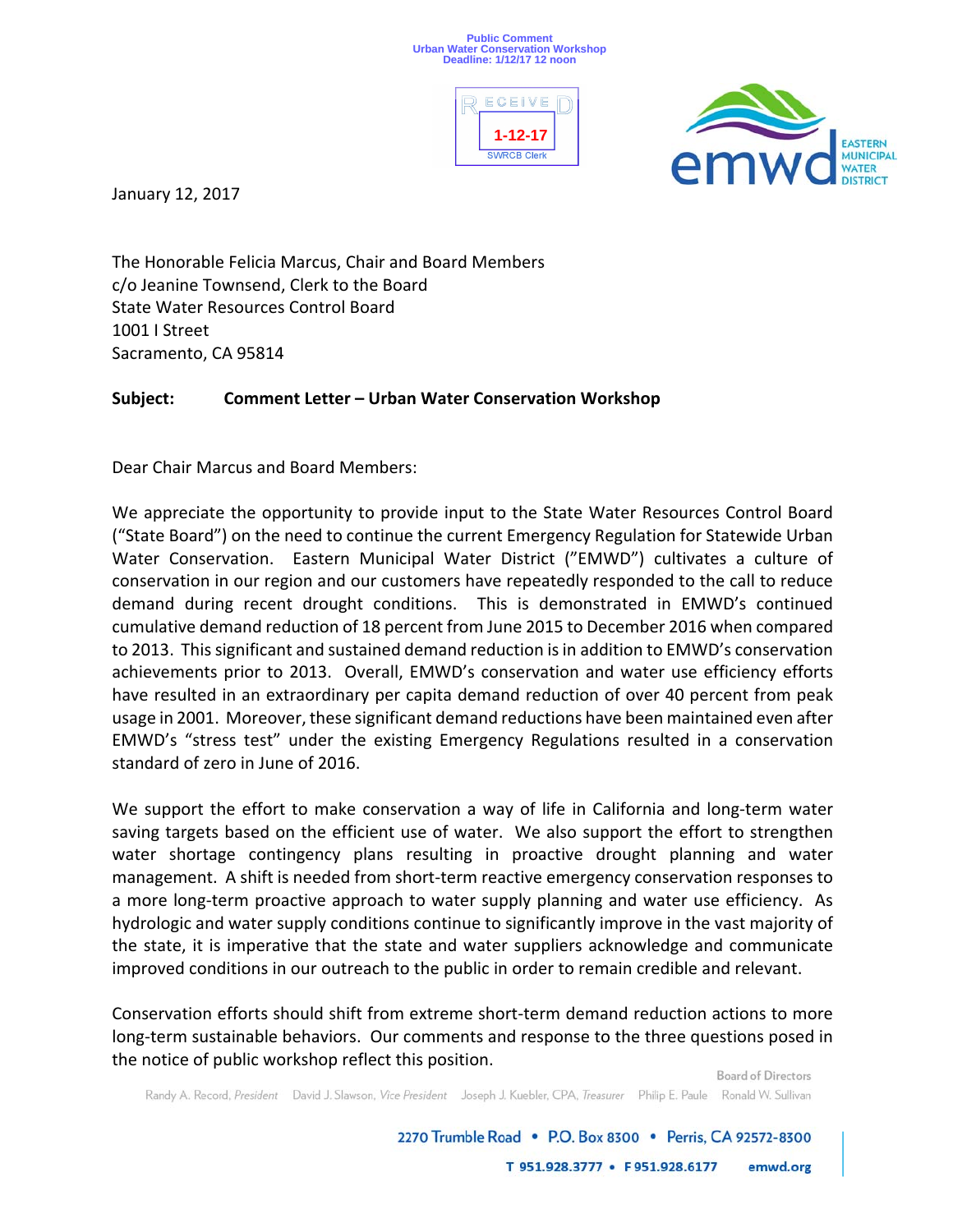Public Comment
Urban Water Conservation Workshop
Deadline: 1/12/17 12 noon

RECEIVED
1-12-17
SWRCB Clerk

emwd EASTERN MUNICIPAL WATER DISTRICT

January 12, 2017

The Honorable Felicia Marcus, Chair and Board Members
c/o Jeanine Townsend, Clerk to the Board
State Water Resources Control Board
1001 I Street
Sacramento, CA 95814

**Subject: Comment Letter – Urban Water Conservation Workshop**

Dear Chair Marcus and Board Members:

We appreciate the opportunity to provide input to the State Water Resources Control Board ("State Board") on the need to continue the current Emergency Regulation for Statewide Urban Water Conservation. Eastern Municipal Water District ("EMWD") cultivates a culture of conservation in our region and our customers have repeatedly responded to the call to reduce demand during recent drought conditions. This is demonstrated in EMWD's continued cumulative demand reduction of 18 percent from June 2015 to December 2016 when compared to 2013. This significant and sustained demand reduction is in addition to EMWD's conservation achievements prior to 2013. Overall, EMWD's conservation and water use efficiency efforts have resulted in an extraordinary per capita demand reduction of over 40 percent from peak usage in 2001. Moreover, these significant demand reductions have been maintained even after EMWD's "stress test" under the existing Emergency Regulations resulted in a conservation standard of zero in June of 2016.

We support the effort to make conservation a way of life in California and long-term water saving targets based on the efficient use of water. We also support the effort to strengthen water shortage contingency plans resulting in proactive drought planning and water management. A shift is needed from short-term reactive emergency conservation responses to a more long-term proactive approach to water supply planning and water use efficiency. As hydrologic and water supply conditions continue to significantly improve in the vast majority of the state, it is imperative that the state and water suppliers acknowledge and communicate improved conditions in our outreach to the public in order to remain credible and relevant.

Conservation efforts should shift from extreme short-term demand reduction actions to more long-term sustainable behaviors. Our comments and response to the three questions posed in the notice of public workshop reflect this position.

Board of Directors
Randy A. Record, *President* David J. Slawson, *Vice President* Joseph J. Kuebler, CPA, *Treasurer* Philip E. Paule Ronald W. Sullivan

2270 Trumble Road • P.O. Box 8300 • Perris, CA 92572-8300
T 951.928.3777 • F 951.928.6177 emwd.org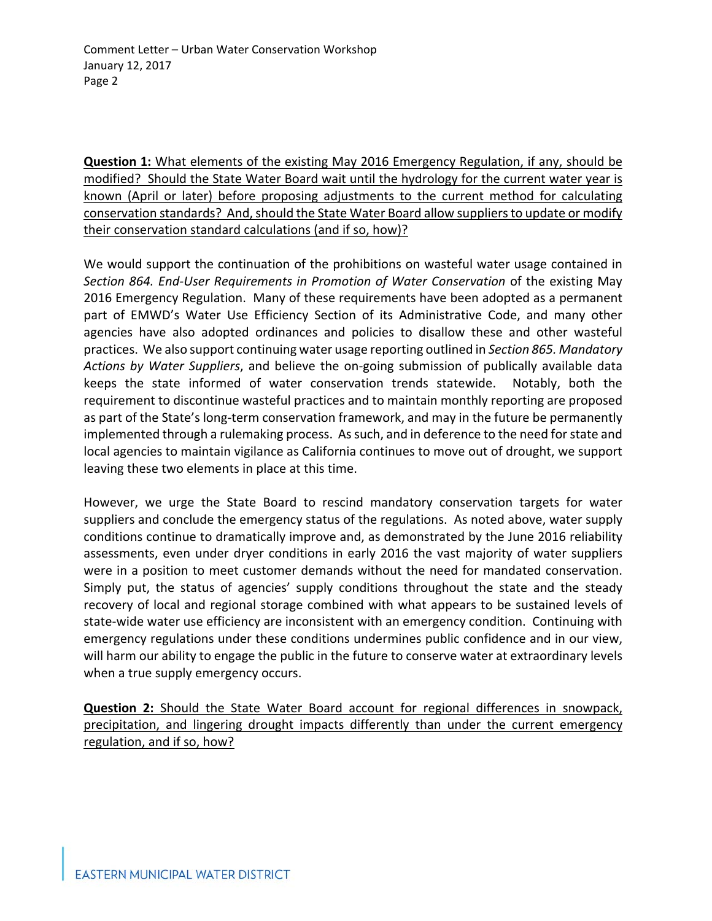**Question 1:** What elements of the existing May 2016 Emergency Regulation, if any, should be modified? Should the State Water Board wait until the hydrology for the current water year is known (April or later) before proposing adjustments to the current method for calculating conservation standards? And, should the State Water Board allow suppliers to update or modify their conservation standard calculations (and if so, how)?

We would support the continuation of the prohibitions on wasteful water usage contained in *Section 864. End-User Requirements in Promotion of Water Conservation* of the existing May 2016 Emergency Regulation. Many of these requirements have been adopted as a permanent part of EMWD's Water Use Efficiency Section of its Administrative Code, and many other agencies have also adopted ordinances and policies to disallow these and other wasteful practices. We also support continuing water usage reporting outlined in *Section 865. Mandatory Actions by Water Suppliers*, and believe the on-going submission of publically available data keeps the state informed of water conservation trends statewide. Notably, both the requirement to discontinue wasteful practices and to maintain monthly reporting are proposed as part of the State's long-term conservation framework, and may in the future be permanently implemented through a rulemaking process. As such, and in deference to the need for state and local agencies to maintain vigilance as California continues to move out of drought, we support leaving these two elements in place at this time.

However, we urge the State Board to rescind mandatory conservation targets for water suppliers and conclude the emergency status of the regulations. As noted above, water supply conditions continue to dramatically improve and, as demonstrated by the June 2016 reliability assessments, even under dryer conditions in early 2016 the vast majority of water suppliers were in a position to meet customer demands without the need for mandated conservation. Simply put, the status of agencies' supply conditions throughout the state and the steady recovery of local and regional storage combined with what appears to be sustained levels of state-wide water use efficiency are inconsistent with an emergency condition. Continuing with emergency regulations under these conditions undermines public confidence and in our view, will harm our ability to engage the public in the future to conserve water at extraordinary levels when a true supply emergency occurs.

**Question 2:** Should the State Water Board account for regional differences in snowpack, precipitation, and lingering drought impacts differently than under the current emergency regulation, and if so, how?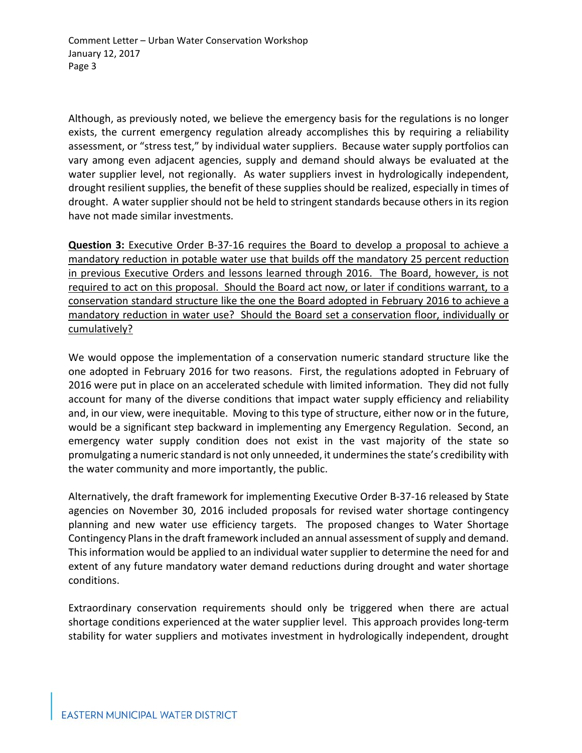Although, as previously noted, we believe the emergency basis for the regulations is no longer exists, the current emergency regulation already accomplishes this by requiring a reliability assessment, or "stress test," by individual water suppliers. Because water supply portfolios can vary among even adjacent agencies, supply and demand should always be evaluated at the water supplier level, not regionally. As water suppliers invest in hydrologically independent, drought resilient supplies, the benefit of these supplies should be realized, especially in times of drought. A water supplier should not be held to stringent standards because others in its region have not made similar investments.

**Question 3:** Executive Order B-37-16 requires the Board to develop a proposal to achieve a mandatory reduction in potable water use that builds off the mandatory 25 percent reduction in previous Executive Orders and lessons learned through 2016. The Board, however, is not required to act on this proposal. Should the Board act now, or later if conditions warrant, to a conservation standard structure like the one the Board adopted in February 2016 to achieve a mandatory reduction in water use? Should the Board set a conservation floor, individually or cumulatively?

We would oppose the implementation of a conservation numeric standard structure like the one adopted in February 2016 for two reasons. First, the regulations adopted in February of 2016 were put in place on an accelerated schedule with limited information. They did not fully account for many of the diverse conditions that impact water supply efficiency and reliability and, in our view, were inequitable. Moving to this type of structure, either now or in the future, would be a significant step backward in implementing any Emergency Regulation. Second, an emergency water supply condition does not exist in the vast majority of the state so promulgating a numeric standard is not only unneeded, it undermines the state's credibility with the water community and more importantly, the public.

Alternatively, the draft framework for implementing Executive Order B-37-16 released by State agencies on November 30, 2016 included proposals for revised water shortage contingency planning and new water use efficiency targets. The proposed changes to Water Shortage Contingency Plans in the draft framework included an annual assessment of supply and demand. This information would be applied to an individual water supplier to determine the need for and extent of any future mandatory water demand reductions during drought and water shortage conditions.

Extraordinary conservation requirements should only be triggered when there are actual shortage conditions experienced at the water supplier level. This approach provides long-term stability for water suppliers and motivates investment in hydrologically independent, drought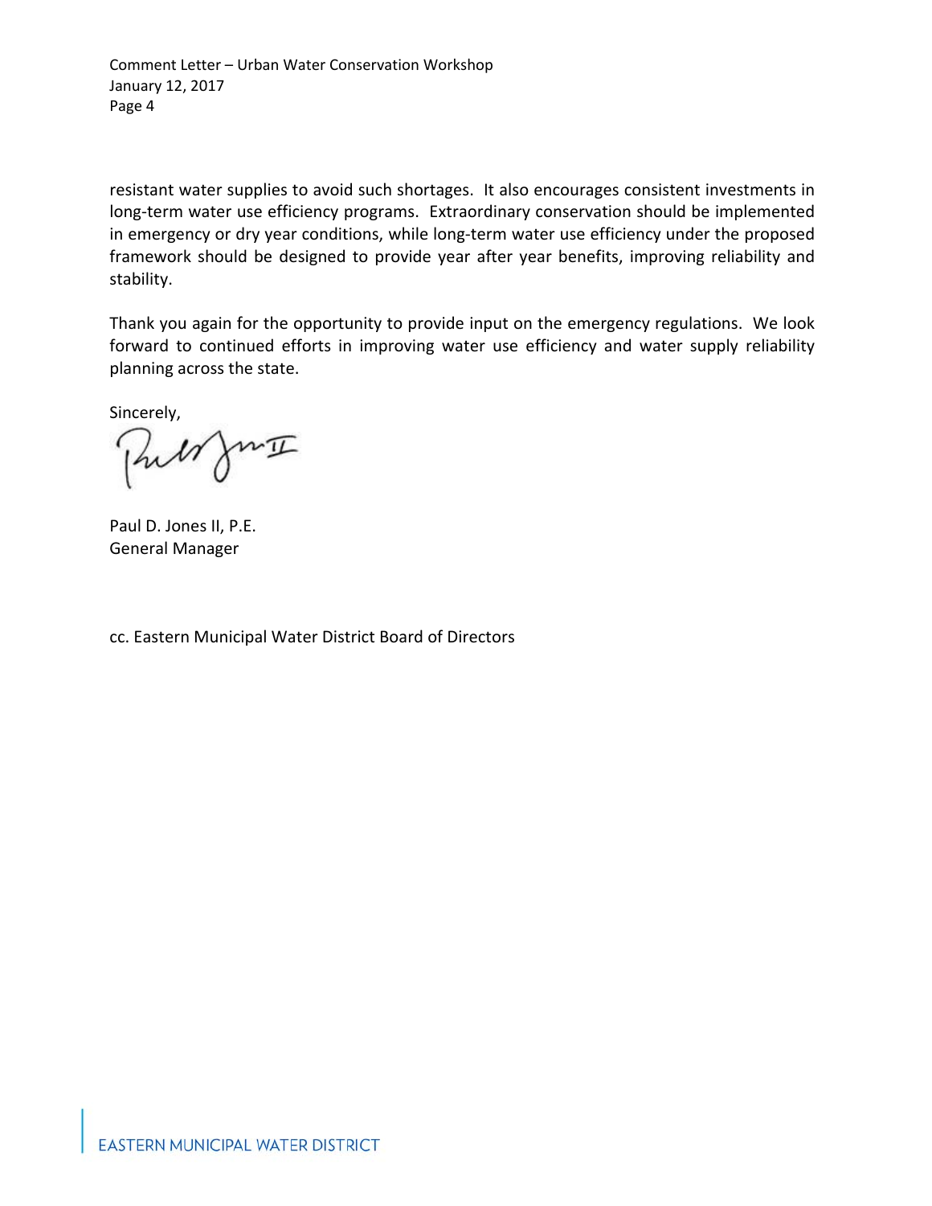resistant water supplies to avoid such shortages. It also encourages consistent investments in long-term water use efficiency programs. Extraordinary conservation should be implemented in emergency or dry year conditions, while long-term water use efficiency under the proposed framework should be designed to provide year after year benefits, improving reliability and stability.

Thank you again for the opportunity to provide input on the emergency regulations. We look forward to continued efforts in improving water use efficiency and water supply reliability planning across the state.

Sincerely,

Paul D. Jones II, P.E.
General Manager

cc. Eastern Municipal Water District Board of Directors